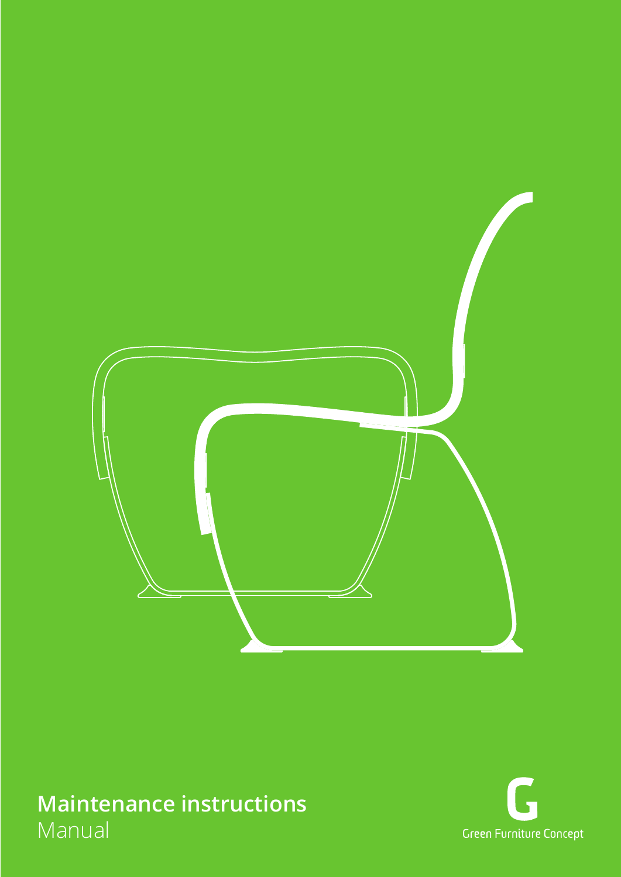# Maintenance instructions

Manual

Green Furniture Concept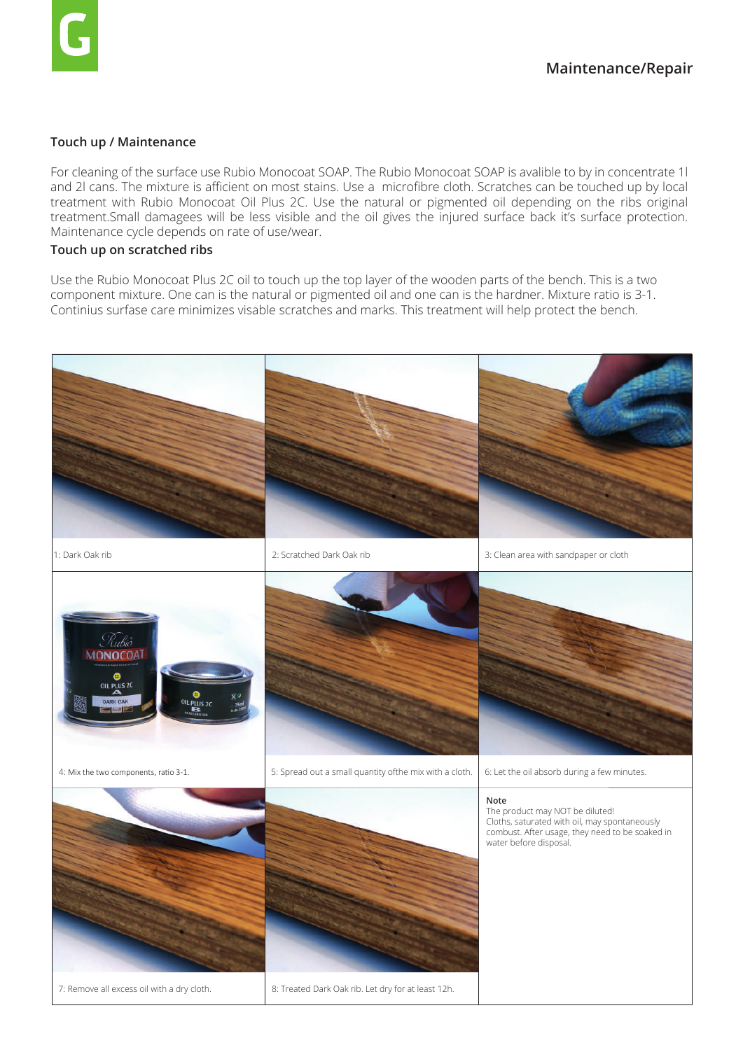## Maintenance/Repair

### Touch up / Maintenance

For cleaning of the surface use Rubio Monocoat SOAP. The Rubio Monocoat SOAP is avalible to by in concentrate 1l and 2l cans. The mixture is afficient on most stains. Use a microfibre cloth. Scratches can be touched up by local treatment with Rubio Monocoat Oil Plus 2C. Use the natural or pigmented oil depending on the ribs original treatment.Small damagees will be less visible and the oil gives the injured surface back it's surface protection. Maintenance cycle depends on rate of use/wear.

### Touch up on scratched ribs

Use the Rubio Monocoat Plus 2C oil to touch up the top layer of the wooden parts of the bench. This is a two component mixture. One can is the natural or pigmented oil and one can is the hardner. Mixture ratio is 3-1. Continius surfase care minimizes visable scratches and marks. This treatment will help protect the bench.

1: Dark Oak rib

2: Scratched Dark Oak rib

3: Clean area with sandpaper or cloth

4: Mix the two components, ratio 3-1.

5: Spread out a small quantity ofthe mix with a cloth.

6: Let the oil absorb during a few minutes.

7: Remove all excess oil with a dry cloth.

8: Treated Dark Oak rib. Let dry for at least 12h.

**Note**
The product may NOT be diluted!
Cloths, saturated with oil, may spontaneously combust. After usage, they need to be soaked in water before disposal.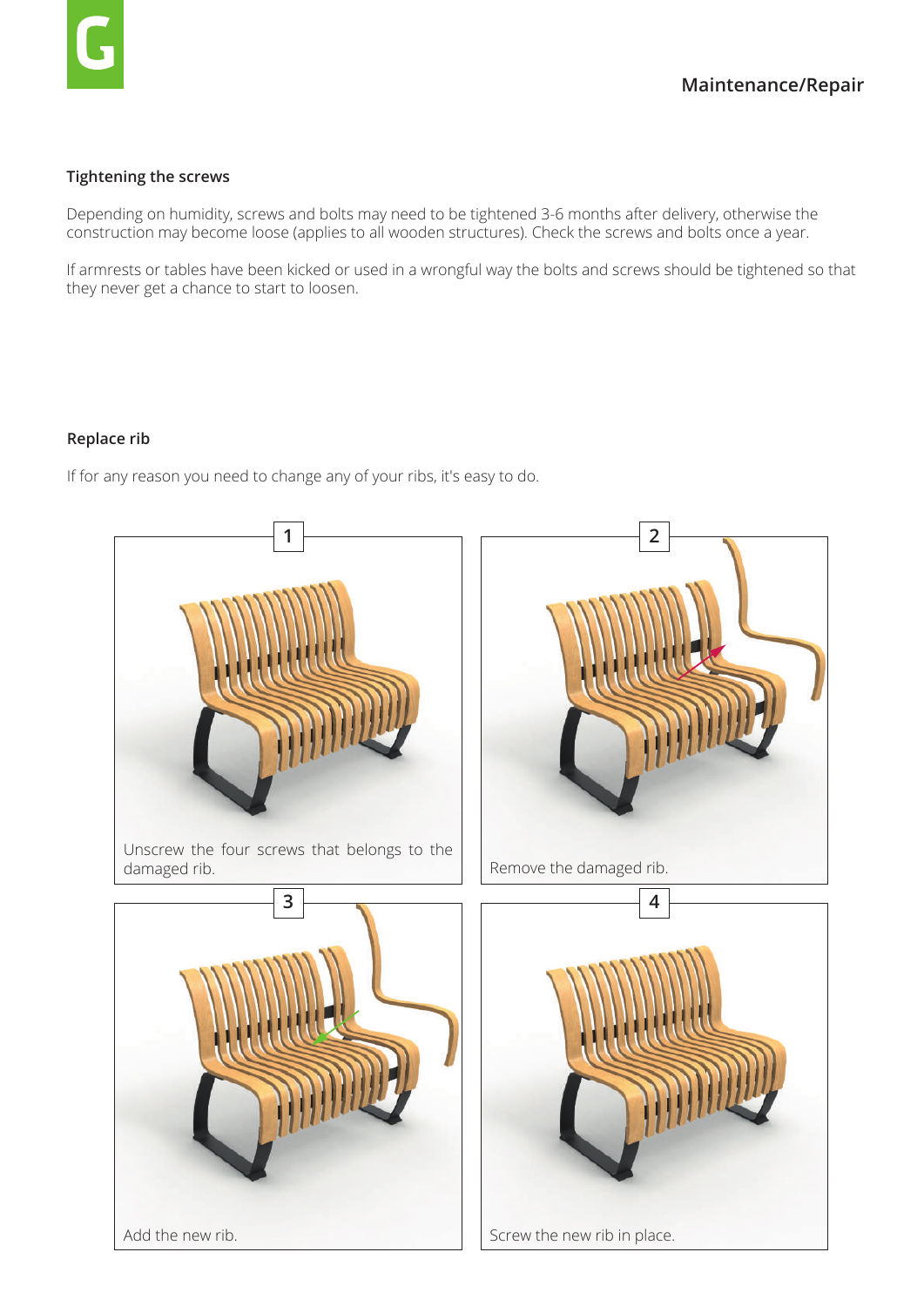## Maintenance/Repair

### Tightening the screws

Depending on humidity, screws and bolts may need to be tightened 3-6 months after delivery, otherwise the construction may become loose (applies to all wooden structures). Check the screws and bolts once a year.

If armrests or tables have been kicked or used in a wrongful way the bolts and screws should be tightened so that they never get a chance to start to loosen.

### Replace rib

If for any reason you need to change any of your ribs, it's easy to do.

**1**

Unscrew the four screws that belongs to the damaged rib.

**2**

Remove the damaged rib.

**3**

Add the new rib.

**4**

Screw the new rib in place.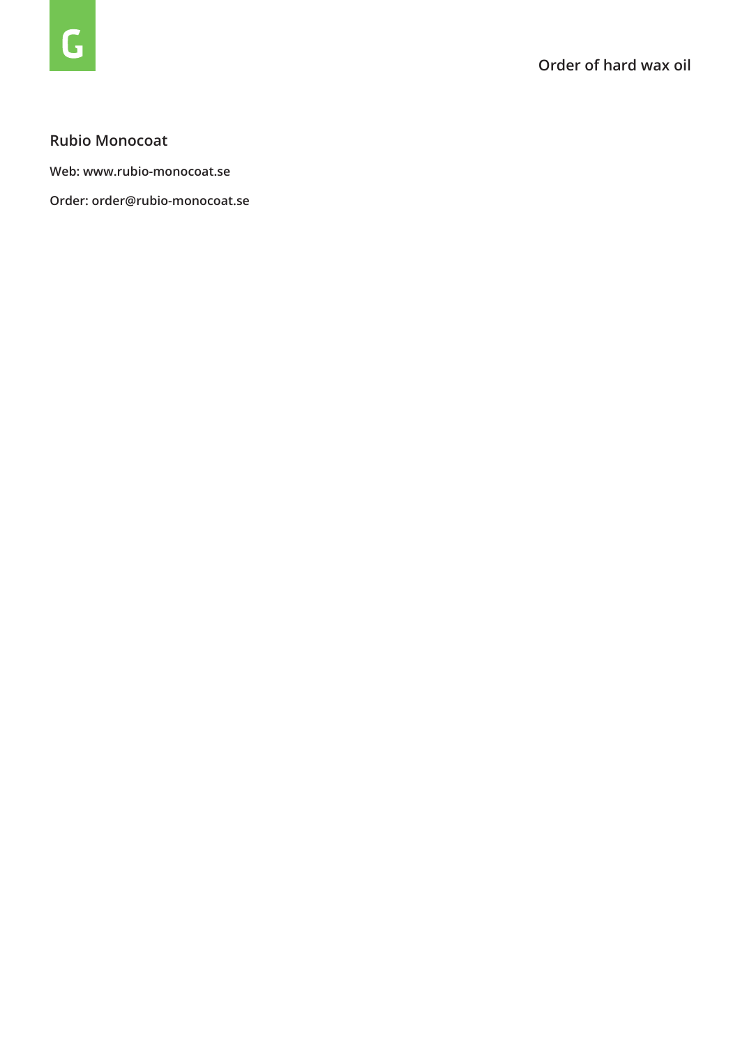## Rubio Monocoat

Web: www.rubio-monocoat.se

Order: order@rubio-monocoat.se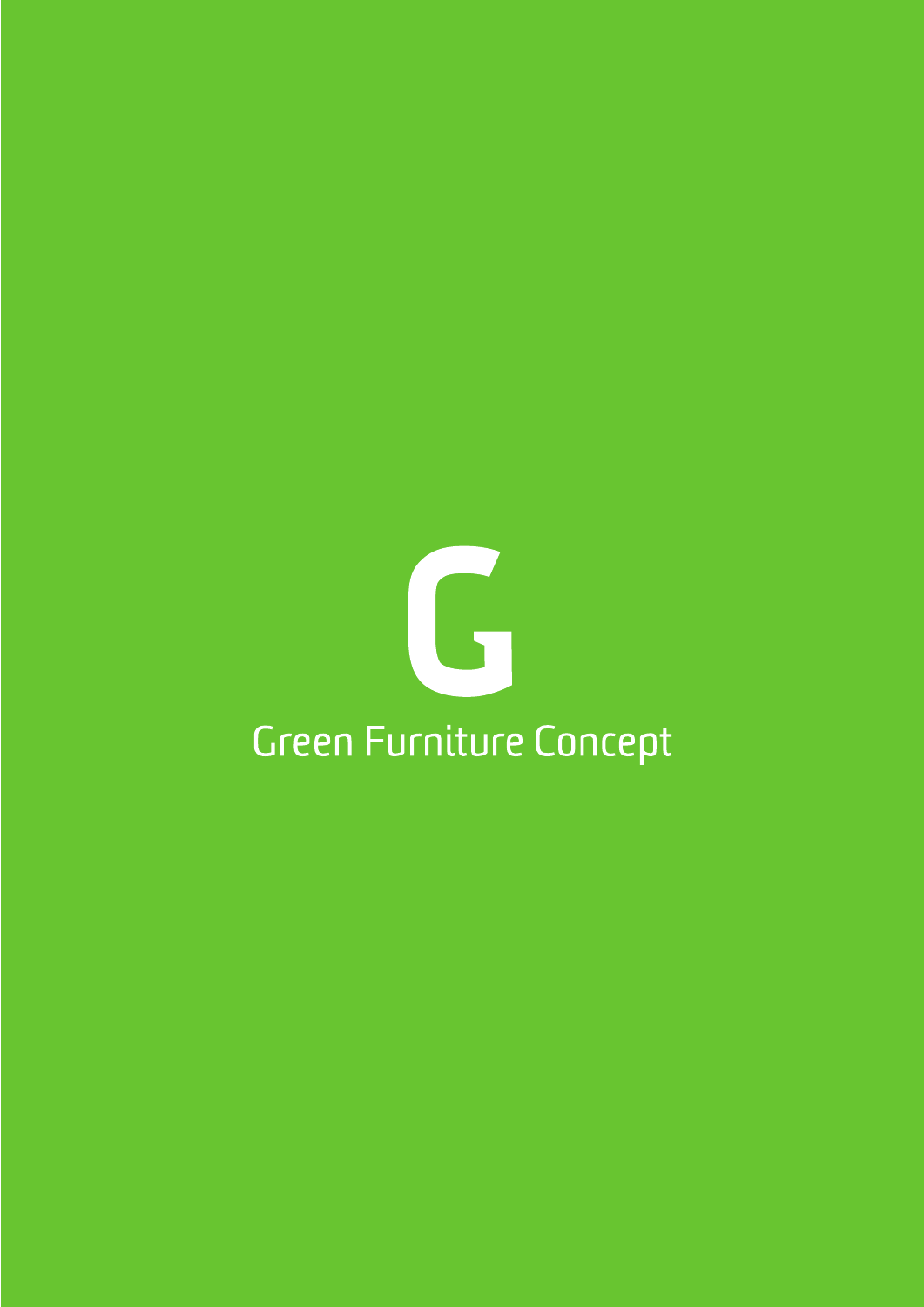G

Green Furniture Concept